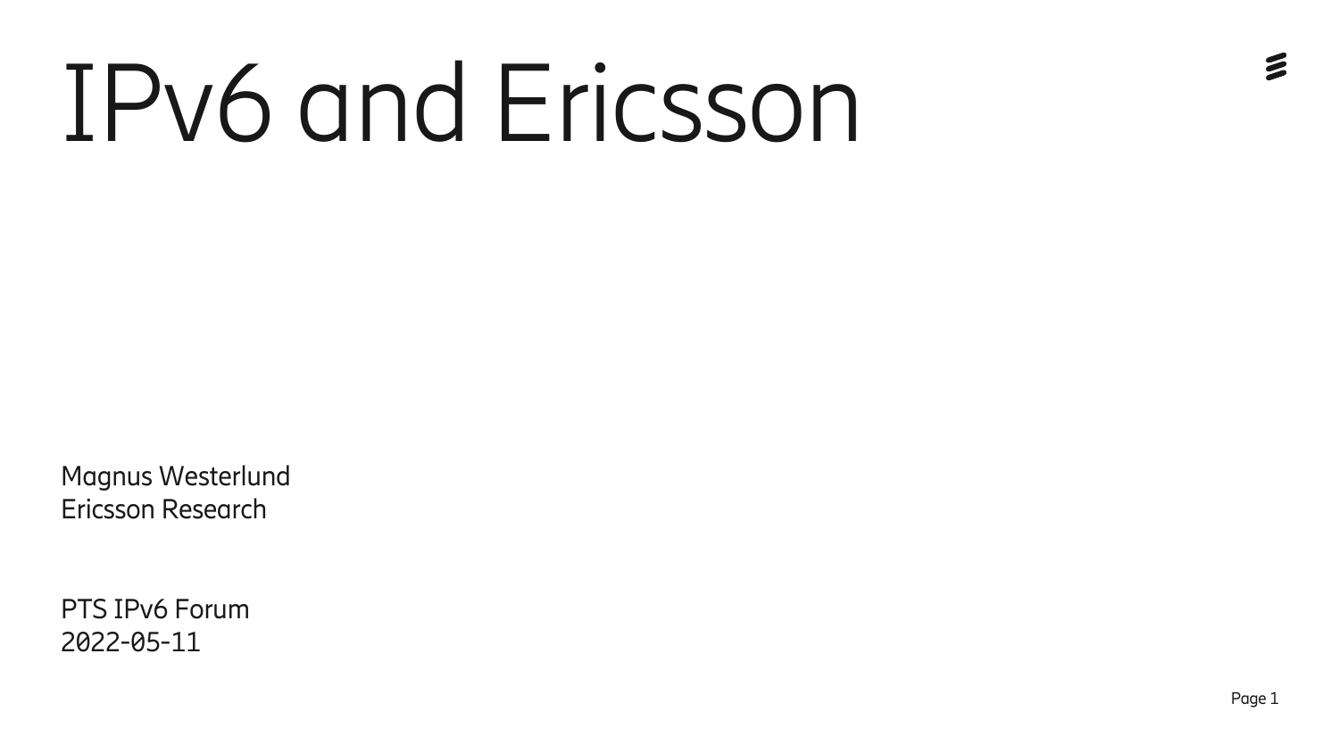# IPv6 and Ericsson

Magnus Westerlund
Ericsson Research

PTS IPv6 Forum
2022-05-11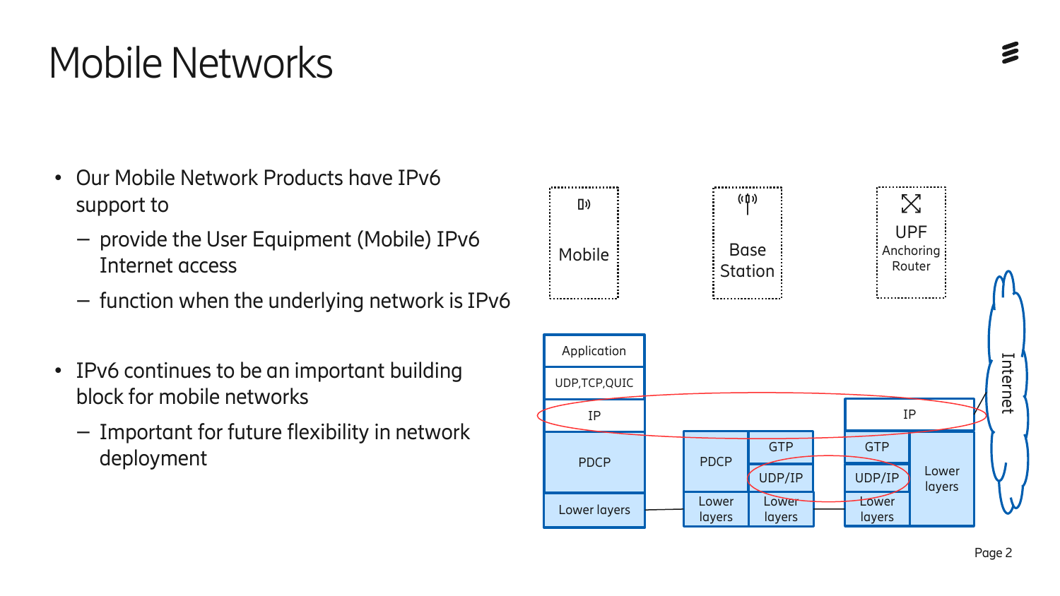# Mobile Networks

- Our Mobile Network Products have IPv6 support to
  - provide the User Equipment (Mobile) IPv6 Internet access
  - function when the underlying network is IPv6

- IPv6 continues to be an important building block for mobile networks
  - Important for future flexibility in network deployment

Mobile

Base Station

UPF
Anchoring Router

Internet

| Mobile | Base Station | | UPF | |
|---|---|---|---|---|
| Application | | | | |
| UDP,TCP,QUIC | | | | |
| IP | | | IP | |
| PDCP | PDCP | GTP | GTP | Lower layers |
| | | UDP/IP | UDP/IP | |
| Lower layers | Lower layers | Lower layers | Lower layers | |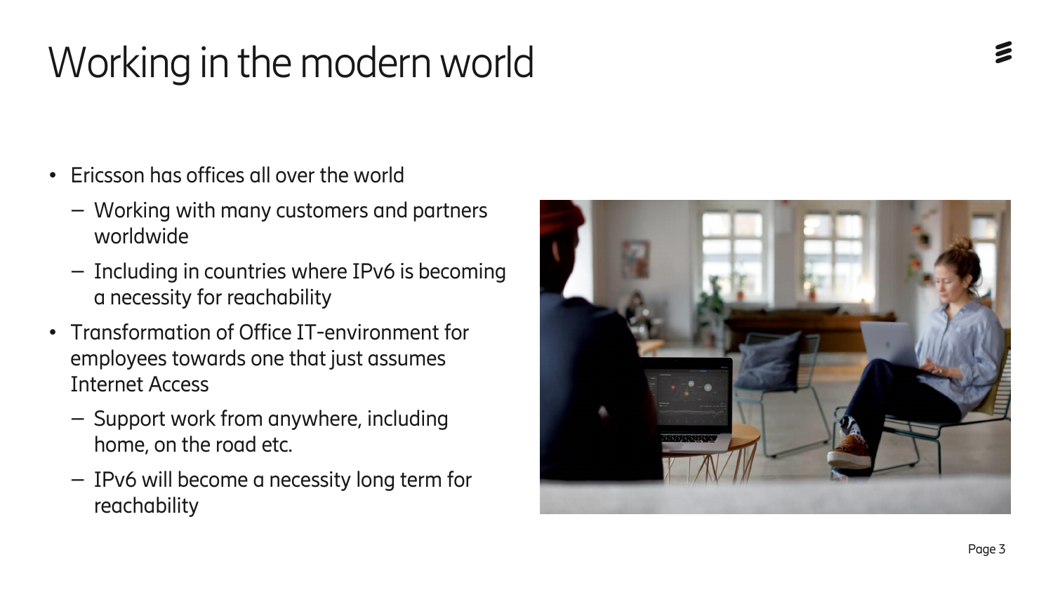# Working in the modern world

- Ericsson has offices all over the world
  - Working with many customers and partners worldwide
  - Including in countries where IPv6 is becoming a necessity for reachability
- Transformation of Office IT-environment for employees towards one that just assumes Internet Access
  - Support work from anywhere, including home, on the road etc.
  - IPv6 will become a necessity long term for reachability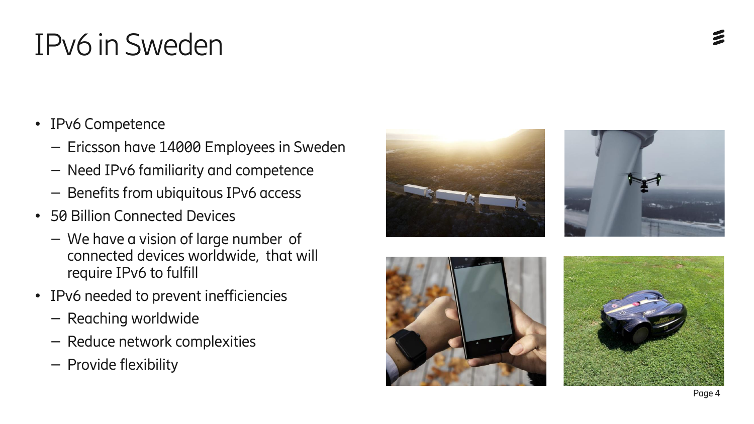# IPv6 in Sweden

- IPv6 Competence
  - Ericsson have 14000 Employees in Sweden
  - Need IPv6 familiarity and competence
  - Benefits from ubiquitous IPv6 access
- 50 Billion Connected Devices
  - We have a vision of large number of connected devices worldwide, that will require IPv6 to fulfill
- IPv6 needed to prevent inefficiencies
  - Reaching worldwide
  - Reduce network complexities
  - Provide flexibility